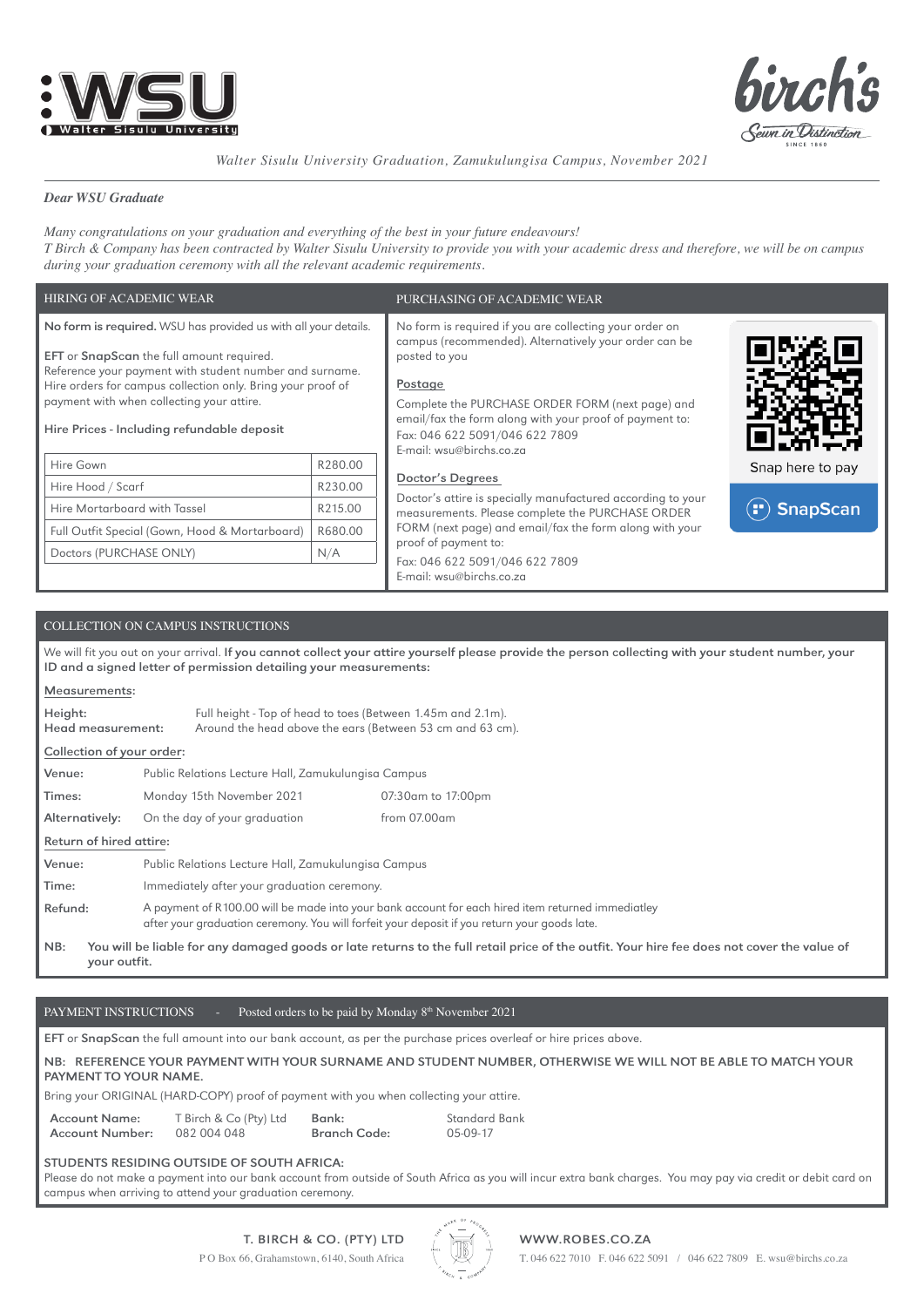*Walter Sisulu University Graduation, Zamukulungisa Campus, November 2021*

***Dear WSU Graduate***

*Many congratulations on your graduation and everything of the best in your future endeavours!*
*T Birch & Company has been contracted by Walter Sisulu University to provide you with your academic dress and therefore, we will be on campus during your graduation ceremony with all the relevant academic requirements.*

## HIRING OF ACADEMIC WEAR

**No form is required.** WSU has provided us with all your details.

**EFT** or **SnapScan** the full amount required.
Reference your payment with student number and surname.
Hire orders for campus collection only. Bring your proof of payment with when collecting your attire.

**Hire Prices - Including refundable deposit**

| Item | Price |
|---|---|
| Hire Gown | R280.00 |
| Hire Hood / Scarf | R230.00 |
| Hire Mortarboard with Tassel | R215.00 |
| Full Outfit Special (Gown, Hood & Mortarboard) | R680.00 |
| Doctors (PURCHASE ONLY) | N/A |

## PURCHASING OF ACADEMIC WEAR

No form is required if you are collecting your order on campus (recommended). Alternatively your order can be posted to you

**Postage**

Complete the PURCHASE ORDER FORM (next page) and email/fax the form along with your proof of payment to:
Fax: 046 622 5091/046 622 7809
E-mail: wsu@birchs.co.za

**Doctor's Degrees**

Doctor's attire is specially manufactured according to your measurements. Please complete the PURCHASE ORDER FORM (next page) and email/fax the form along with your proof of payment to:
Fax: 046 622 5091/046 622 7809
E-mail: wsu@birchs.co.za

Snap here to pay

SnapScan

## COLLECTION ON CAMPUS INSTRUCTIONS

We will fit you out on your arrival. **If you cannot collect your attire yourself please provide the person collecting with your student number, your ID and a signed letter of permission detailing your measurements:**

**Measurements:**

**Height:** Full height - Top of head to toes (Between 1.45m and 2.1m).
**Head measurement:** Around the head above the ears (Between 53 cm and 63 cm).

**Collection of your order:**

**Venue:** Public Relations Lecture Hall, Zamukulungisa Campus
**Times:** Monday 15th November 2021 — 07:30am to 17:00pm
**Alternatively:** On the day of your graduation — from 07.00am

**Return of hired attire:**

**Venue:** Public Relations Lecture Hall, Zamukulungisa Campus
**Time:** Immediately after your graduation ceremony.
**Refund:** A payment of R100.00 will be made into your bank account for each hired item returned immediatley after your graduation ceremony. You will forfeit your deposit if you return your goods late.

**NB: You will be liable for any damaged goods or late returns to the full retail price of the outfit. Your hire fee does not cover the value of your outfit.**

## PAYMENT INSTRUCTIONS - Posted orders to be paid by Monday 8th November 2021

**EFT** or **SnapScan** the full amount into our bank account, as per the purchase prices overleaf or hire prices above.

**NB: REFERENCE YOUR PAYMENT WITH YOUR SURNAME AND STUDENT NUMBER, OTHERWISE WE WILL NOT BE ABLE TO MATCH YOUR PAYMENT TO YOUR NAME.**

Bring your ORIGINAL (HARD-COPY) proof of payment with you when collecting your attire.

| | | | |
|---|---|---|---|
| **Account Name:** | T Birch & Co (Pty) Ltd | **Bank:** | Standard Bank |
| **Account Number:** | 082 004 048 | **Branch Code:** | 05-09-17 |

**STUDENTS RESIDING OUTSIDE OF SOUTH AFRICA:**
Please do not make a payment into our bank account from outside of South Africa as you will incur extra bank charges. You may pay via credit or debit card on campus when arriving to attend your graduation ceremony.

**T. BIRCH & CO. (PTY) LTD**
P O Box 66, Grahamstown, 6140, South Africa

**WWW.ROBES.CO.ZA**
T. 046 622 7010 F. 046 622 5091 / 046 622 7809 E. wsu@birchs.co.za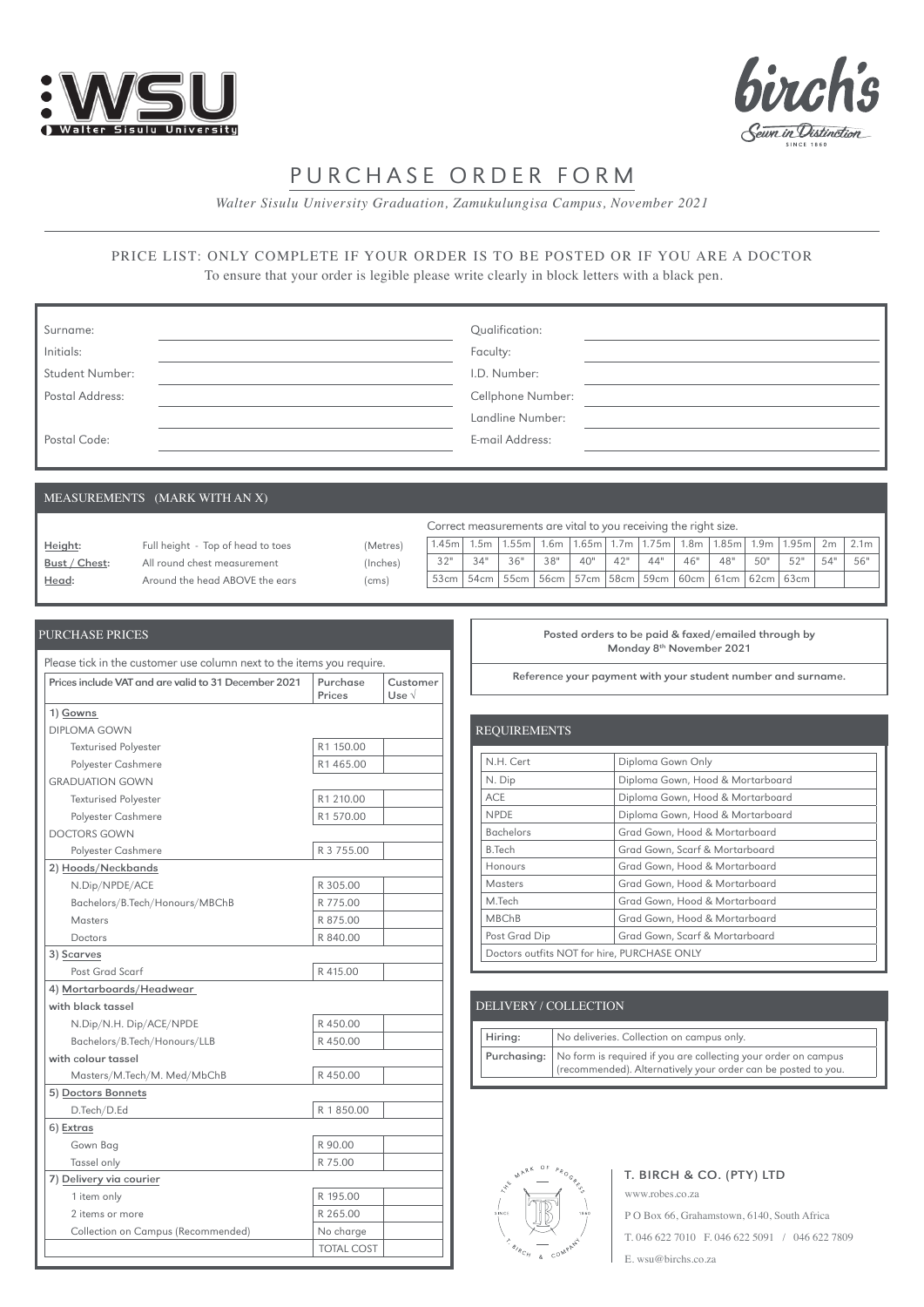# PURCHASE ORDER FORM

*Walter Sisulu University Graduation, Zamukulungisa Campus, November 2021*

PRICE LIST: ONLY COMPLETE IF YOUR ORDER IS TO BE POSTED OR IF YOU ARE A DOCTOR

To ensure that your order is legible please write clearly in block letters with a black pen.

| | | | |
|---|---|---|---|
| Surname: | | Qualification: | |
| Initials: | | Faculty: | |
| Student Number: | | I.D. Number: | |
| Postal Address: | | Cellphone Number: | |
| | | Landline Number: | |
| Postal Code: | | E-mail Address: | |

## MEASUREMENTS (MARK WITH AN X)

Correct measurements are vital to you receiving the right size.

| | | | | | | | | | | | | | | | | |
|---|---|---|---|---|---|---|---|---|---|---|---|---|---|---|---|---|
| **Height:** | Full height - Top of head to toes | (Metres) | 1.45m | 1.5m | 1.55m | 1.6m | 1.65m | 1.7m | 1.75m | 1.8m | 1.85m | 1.9m | 1.95m | 2m | 2.1m |
| **Bust / Chest:** | All round chest measurement | (Inches) | 32" | 34" | 36" | 38" | 40" | 42" | 44" | 46" | 48" | 50" | 52" | 54" | 56" |
| **Head:** | Around the head ABOVE the ears | (cms) | 53cm | 54cm | 55cm | 56cm | 57cm | 58cm | 59cm | 60cm | 61cm | 62cm | 63cm | | |

## PURCHASE PRICES

Please tick in the customer use column next to the items you require.

| Prices include VAT and are valid to 31 December 2021 | Purchase Prices | Customer Use √ |
|---|---|---|
| 1) **Gowns** | | |
| DIPLOMA GOWN | | |
| Texturised Polyester | R1 150.00 | |
| Polyester Cashmere | R1 465.00 | |
| GRADUATION GOWN | | |
| Texturised Polyester | R1 210.00 | |
| Polyester Cashmere | R1 570.00 | |
| DOCTORS GOWN | | |
| Polyester Cashmere | R 3 755.00 | |
| 2) **Hoods/Neckbands** | | |
| N.Dip/NPDE/ACE | R 305.00 | |
| Bachelors/B.Tech/Honours/MBChB | R 775.00 | |
| Masters | R 875.00 | |
| Doctors | R 840.00 | |
| 3) **Scarves** | | |
| Post Grad Scarf | R 415.00 | |
| 4) **Mortarboards/Headwear** | | |
| **with black tassel** | | |
| N.Dip/N.H. Dip/ACE/NPDE | R 450.00 | |
| Bachelors/B.Tech/Honours/LLB | R 450.00 | |
| **with colour tassel** | | |
| Masters/M.Tech/M. Med/MbChB | R 450.00 | |
| 5) **Doctors Bonnets** | | |
| D.Tech/D.Ed | R 1 850.00 | |
| 6) **Extras** | | |
| Gown Bag | R 90.00 | |
| Tassel only | R 75.00 | |
| 7) **Delivery via courier** | | |
| 1 item only | R 195.00 | |
| 2 items or more | R 265.00 | |
| Collection on Campus (Recommended) | No charge | |
| | TOTAL COST | |

**Posted orders to be paid & faxed/emailed through by Monday 8th November 2021**

**Reference your payment with your student number and surname.**

## REQUIREMENTS

| Qualification | Requirements |
|---|---|
| N.H. Cert | Diploma Gown Only |
| N. Dip | Diploma Gown, Hood & Mortarboard |
| ACE | Diploma Gown, Hood & Mortarboard |
| NPDE | Diploma Gown, Hood & Mortarboard |
| Bachelors | Grad Gown, Hood & Mortarboard |
| B.Tech | Grad Gown, Scarf & Mortarboard |
| Honours | Grad Gown, Hood & Mortarboard |
| Masters | Grad Gown, Hood & Mortarboard |
| M.Tech | Grad Gown, Hood & Mortarboard |
| MBChB | Grad Gown, Hood & Mortarboard |
| Post Grad Dip | Grad Gown, Scarf & Mortarboard |
| Doctors outfits NOT for hire, PURCHASE ONLY | |

## DELIVERY / COLLECTION

| | |
|---|---|
| **Hiring:** | No deliveries. Collection on campus only. |
| **Purchasing:** | No form is required if you are collecting your order on campus (recommended). Alternatively your order can be posted to you. |

**T. BIRCH & CO. (PTY) LTD**

www.robes.co.za

P O Box 66, Grahamstown, 6140, South Africa

T. 046 622 7010 F. 046 622 5091 / 046 622 7809

E. wsu@birchs.co.za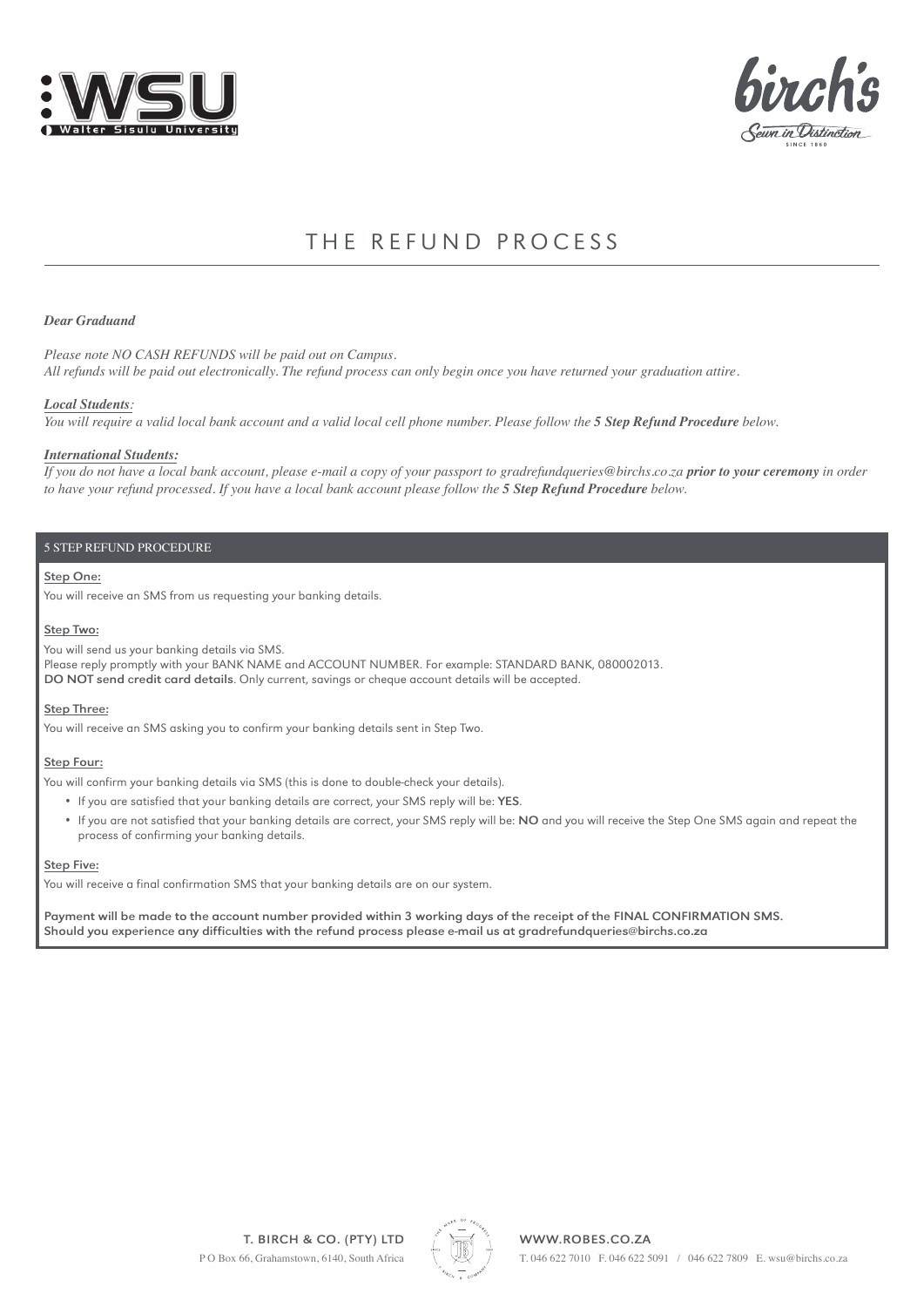# THE REFUND PROCESS

***Dear Graduand***

*Please note NO CASH REFUNDS will be paid out on Campus.*
*All refunds will be paid out electronically. The refund process can only begin once you have returned your graduation attire.*

***Local Students:***
*You will require a valid local bank account and a valid local cell phone number. Please follow the* ***5 Step Refund Procedure*** *below.*

***International Students:***
*If you do not have a local bank account, please e-mail a copy of your passport to gradrefundqueries@birchs.co.za* ***prior to your ceremony*** *in order to have your refund processed. If you have a local bank account please follow the* ***5 Step Refund Procedure*** *below.*

## 5 STEP REFUND PROCEDURE

**Step One:**

You will receive an SMS from us requesting your banking details.

**Step Two:**

You will send us your banking details via SMS.
Please reply promptly with your BANK NAME and ACCOUNT NUMBER. For example: STANDARD BANK, 080002013.
**DO NOT send credit card details**. Only current, savings or cheque account details will be accepted.

**Step Three:**

You will receive an SMS asking you to confirm your banking details sent in Step Two.

**Step Four:**

You will confirm your banking details via SMS (this is done to double-check your details).

- If you are satisfied that your banking details are correct, your SMS reply will be: **YES**.
- If you are not satisfied that your banking details are correct, your SMS reply will be: **NO** and you will receive the Step One SMS again and repeat the process of confirming your banking details.

**Step Five:**

You will receive a final confirmation SMS that your banking details are on our system.

**Payment will be made to the account number provided within 3 working days of the receipt of the FINAL CONFIRMATION SMS.**
**Should you experience any difficulties with the refund process please e-mail us at gradrefundqueries@birchs.co.za**

**T. BIRCH & CO. (PTY) LTD**
P O Box 66, Grahamstown, 6140, South Africa

**WWW.ROBES.CO.ZA**
T. 046 622 7010 F. 046 622 5091 / 046 622 7809 E. wsu@birchs.co.za